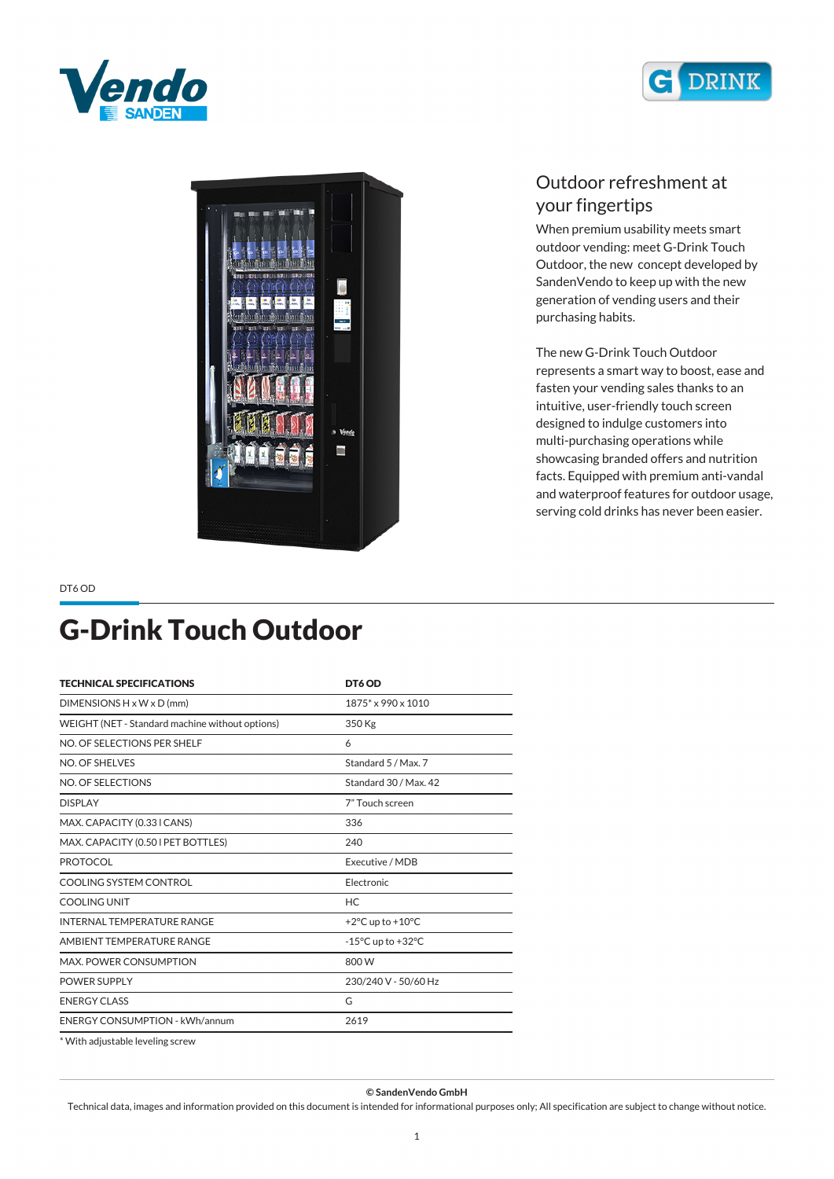## Outdoor refreshment at your fingertips

When premium usability meets smart outdoor vending: meet G-Drink Touch Outdoor, the new concept developed by SandenVendo to keep up with the new generation of vending users and their purchasing habits.

The new G-Drink Touch Outdoor represents a smart way to boost, ease and fasten your vending sales thanks to an intuitive, user-friendly touch screen designed to indulge customers into multi-purchasing operations while showcasing branded offers and nutrition facts. Equipped with premium anti-vandal and waterproof features for outdoor usage, serving cold drinks has never been easier.

DT6 OD

# G-Drink Touch Outdoor

| TECHNICAL SPECIFICATIONS | DT6 OD |
|---|---|
| DIMENSIONS H x W x D (mm) | 1875* x 990 x 1010 |
| WEIGHT (NET - Standard machine without options) | 350 Kg |
| NO. OF SELECTIONS PER SHELF | 6 |
| NO. OF SHELVES | Standard 5 / Max. 7 |
| NO. OF SELECTIONS | Standard 30 / Max. 42 |
| DISPLAY | 7" Touch screen |
| MAX. CAPACITY (0.33 l CANS) | 336 |
| MAX. CAPACITY (0.50 l PET BOTTLES) | 240 |
| PROTOCOL | Executive / MDB |
| COOLING SYSTEM CONTROL | Electronic |
| COOLING UNIT | HC |
| INTERNAL TEMPERATURE RANGE | +2°C up to +10°C |
| AMBIENT TEMPERATURE RANGE | -15°C up to +32°C |
| MAX. POWER CONSUMPTION | 800 W |
| POWER SUPPLY | 230/240 V - 50/60 Hz |
| ENERGY CLASS | G |
| ENERGY CONSUMPTION - kWh/annum | 2619 |

* With adjustable leveling screw

**© SandenVendo GmbH**

Technical data, images and information provided on this document is intended for informational purposes only; All specification are subject to change without notice.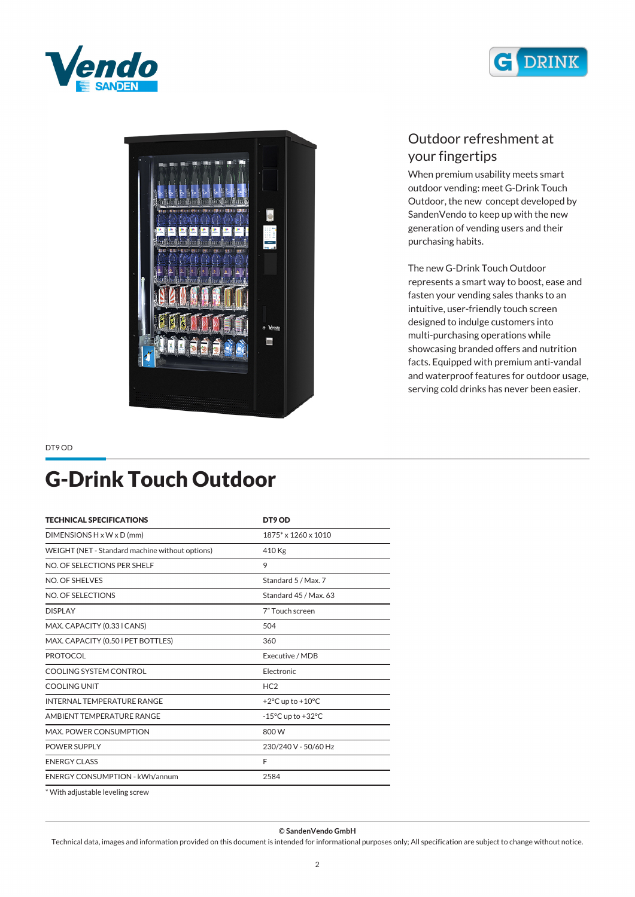## Outdoor refreshment at your fingertips

When premium usability meets smart outdoor vending: meet G-Drink Touch Outdoor, the new concept developed by SandenVendo to keep up with the new generation of vending users and their purchasing habits.

The new G-Drink Touch Outdoor represents a smart way to boost, ease and fasten your vending sales thanks to an intuitive, user-friendly touch screen designed to indulge customers into multi-purchasing operations while showcasing branded offers and nutrition facts. Equipped with premium anti-vandal and waterproof features for outdoor usage, serving cold drinks has never been easier.

DT9 OD

# G-Drink Touch Outdoor

| TECHNICAL SPECIFICATIONS | DT9 OD |
|---|---|
| DIMENSIONS H x W x D (mm) | 1875* x 1260 x 1010 |
| WEIGHT (NET - Standard machine without options) | 410 Kg |
| NO. OF SELECTIONS PER SHELF | 9 |
| NO. OF SHELVES | Standard 5 / Max. 7 |
| NO. OF SELECTIONS | Standard 45 / Max. 63 |
| DISPLAY | 7" Touch screen |
| MAX. CAPACITY (0.33 l CANS) | 504 |
| MAX. CAPACITY (0.50 l PET BOTTLES) | 360 |
| PROTOCOL | Executive / MDB |
| COOLING SYSTEM CONTROL | Electronic |
| COOLING UNIT | HC2 |
| INTERNAL TEMPERATURE RANGE | +2°C up to +10°C |
| AMBIENT TEMPERATURE RANGE | -15°C up to +32°C |
| MAX. POWER CONSUMPTION | 800 W |
| POWER SUPPLY | 230/240 V - 50/60 Hz |
| ENERGY CLASS | F |
| ENERGY CONSUMPTION - kWh/annum | 2584 |

* With adjustable leveling screw

**© SandenVendo GmbH**

Technical data, images and information provided on this document is intended for informational purposes only; All specification are subject to change without notice.